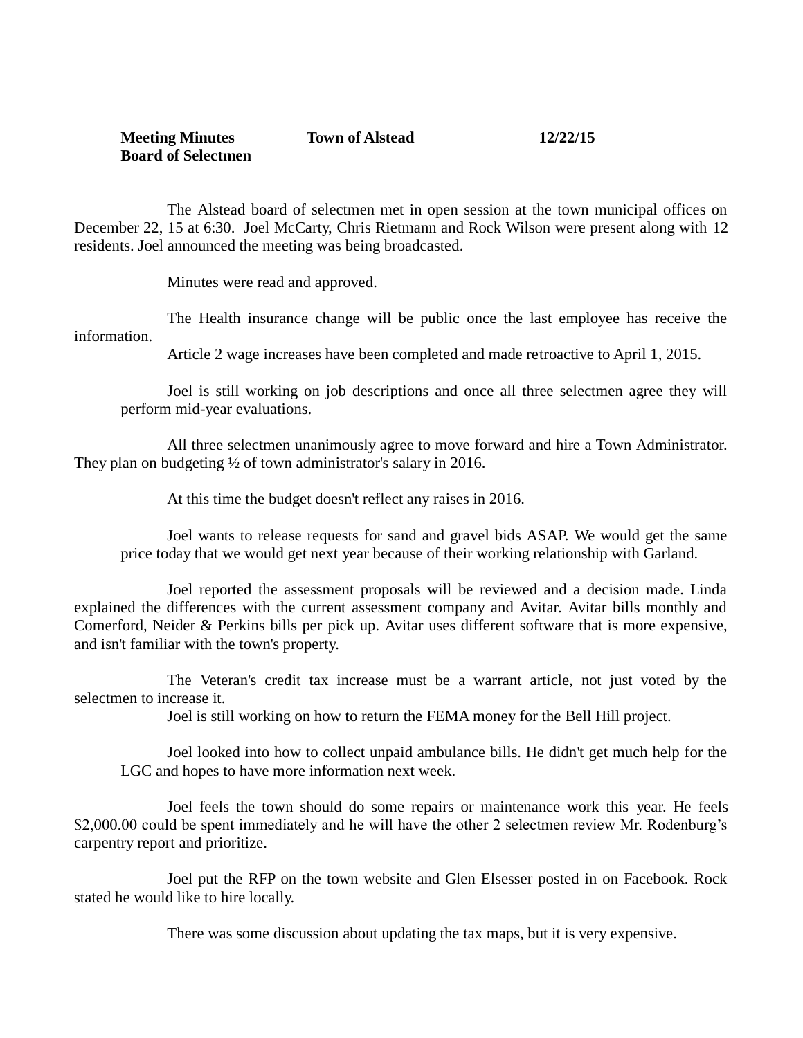**Meeting Minutes** **Town of Alstead** **12/22/15**
**Board of Selectmen**

The Alstead board of selectmen met in open session at the town municipal offices on December 22, 15 at 6:30. Joel McCarty, Chris Rietmann and Rock Wilson were present along with 12 residents. Joel announced the meeting was being broadcasted.

Minutes were read and approved.

The Health insurance change will be public once the last employee has receive the information.

Article 2 wage increases have been completed and made retroactive to April 1, 2015.

Joel is still working on job descriptions and once all three selectmen agree they will perform mid-year evaluations.

All three selectmen unanimously agree to move forward and hire a Town Administrator. They plan on budgeting ½ of town administrator's salary in 2016.

At this time the budget doesn't reflect any raises in 2016.

Joel wants to release requests for sand and gravel bids ASAP. We would get the same price today that we would get next year because of their working relationship with Garland.

Joel reported the assessment proposals will be reviewed and a decision made. Linda explained the differences with the current assessment company and Avitar. Avitar bills monthly and Comerford, Neider & Perkins bills per pick up. Avitar uses different software that is more expensive, and isn't familiar with the town's property.

The Veteran's credit tax increase must be a warrant article, not just voted by the selectmen to increase it.

Joel is still working on how to return the FEMA money for the Bell Hill project.

Joel looked into how to collect unpaid ambulance bills. He didn't get much help for the LGC and hopes to have more information next week.

Joel feels the town should do some repairs or maintenance work this year. He feels $2,000.00 could be spent immediately and he will have the other 2 selectmen review Mr. Rodenburg's carpentry report and prioritize.

Joel put the RFP on the town website and Glen Elsesser posted in on Facebook. Rock stated he would like to hire locally.

There was some discussion about updating the tax maps, but it is very expensive.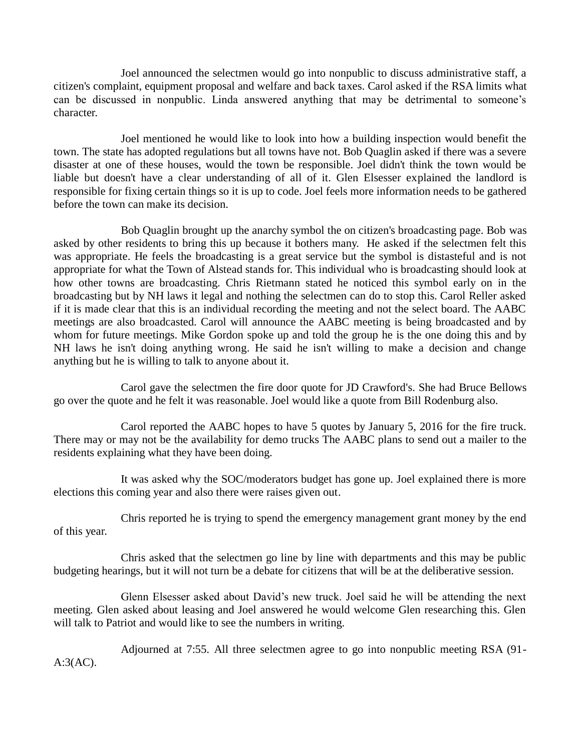Joel announced the selectmen would go into nonpublic to discuss administrative staff, a citizen's complaint, equipment proposal and welfare and back taxes. Carol asked if the RSA limits what can be discussed in nonpublic. Linda answered anything that may be detrimental to someone's character.

Joel mentioned he would like to look into how a building inspection would benefit the town. The state has adopted regulations but all towns have not. Bob Quaglin asked if there was a severe disaster at one of these houses, would the town be responsible. Joel didn't think the town would be liable but doesn't have a clear understanding of all of it. Glen Elsesser explained the landlord is responsible for fixing certain things so it is up to code. Joel feels more information needs to be gathered before the town can make its decision.

Bob Quaglin brought up the anarchy symbol the on citizen's broadcasting page. Bob was asked by other residents to bring this up because it bothers many. He asked if the selectmen felt this was appropriate. He feels the broadcasting is a great service but the symbol is distasteful and is not appropriate for what the Town of Alstead stands for. This individual who is broadcasting should look at how other towns are broadcasting. Chris Rietmann stated he noticed this symbol early on in the broadcasting but by NH laws it legal and nothing the selectmen can do to stop this. Carol Reller asked if it is made clear that this is an individual recording the meeting and not the select board. The AABC meetings are also broadcasted. Carol will announce the AABC meeting is being broadcasted and by whom for future meetings. Mike Gordon spoke up and told the group he is the one doing this and by NH laws he isn't doing anything wrong. He said he isn't willing to make a decision and change anything but he is willing to talk to anyone about it.

Carol gave the selectmen the fire door quote for JD Crawford's. She had Bruce Bellows go over the quote and he felt it was reasonable. Joel would like a quote from Bill Rodenburg also.

Carol reported the AABC hopes to have 5 quotes by January 5, 2016 for the fire truck. There may or may not be the availability for demo trucks The AABC plans to send out a mailer to the residents explaining what they have been doing.

It was asked why the SOC/moderators budget has gone up. Joel explained there is more elections this coming year and also there were raises given out.

Chris reported he is trying to spend the emergency management grant money by the end of this year.

Chris asked that the selectmen go line by line with departments and this may be public budgeting hearings, but it will not turn be a debate for citizens that will be at the deliberative session.

Glenn Elsesser asked about David's new truck. Joel said he will be attending the next meeting. Glen asked about leasing and Joel answered he would welcome Glen researching this. Glen will talk to Patriot and would like to see the numbers in writing.

Adjourned at 7:55. All three selectmen agree to go into nonpublic meeting RSA (91-A:3(AC).